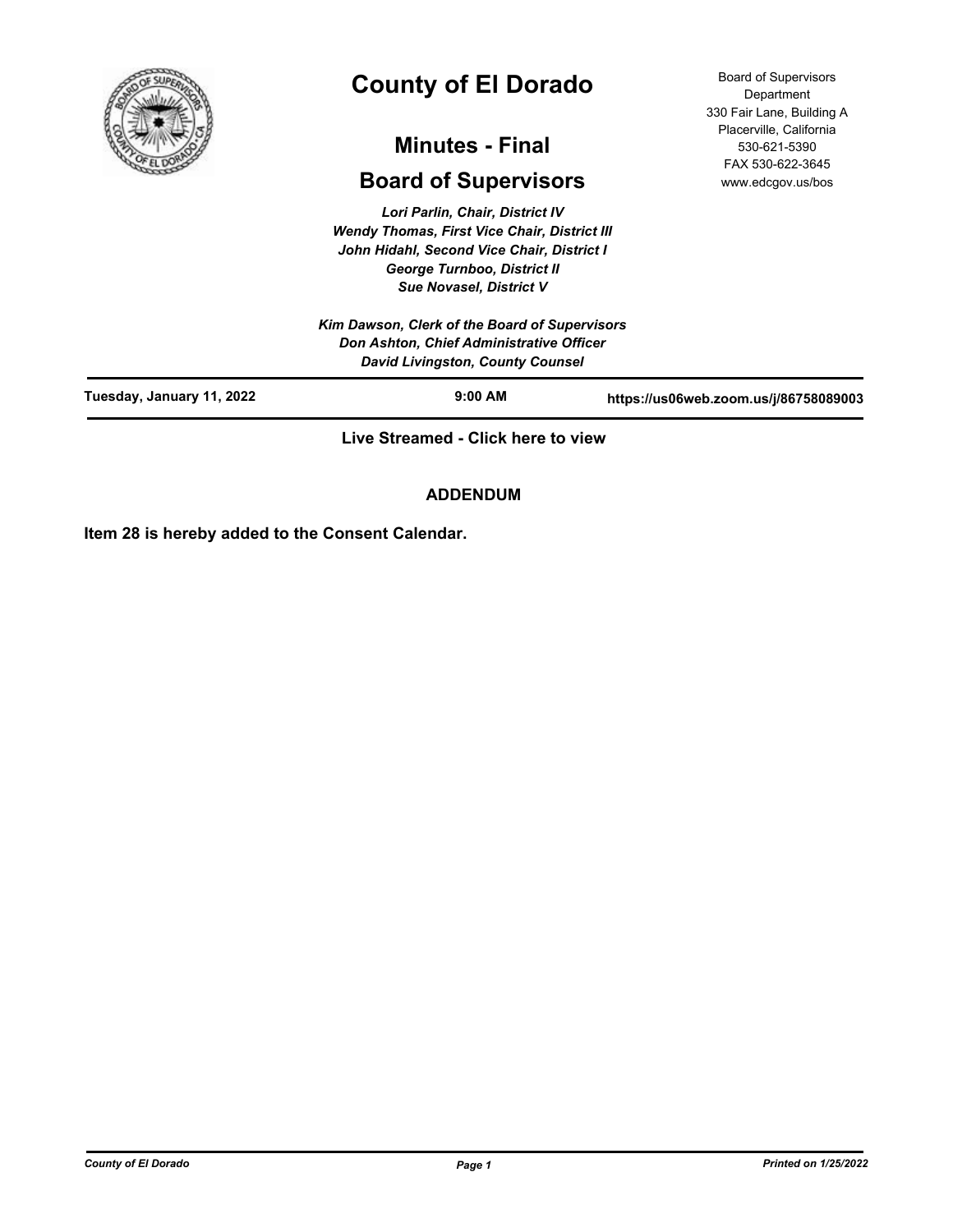# County of El Dorado

## Minutes - Final

## Board of Supervisors

Board of Supervisors Department
330 Fair Lane, Building A
Placerville, California
530-621-5390
FAX 530-622-3645
www.edcgov.us/bos

*Lori Parlin, Chair, District IV*
*Wendy Thomas, First Vice Chair, District III*
*John Hidahl, Second Vice Chair, District I*
*George Turnboo, District II*
*Sue Novasel, District V*

*Kim Dawson, Clerk of the Board of Supervisors*
*Don Ashton, Chief Administrative Officer*
*David Livingston, County Counsel*

**Tuesday, January 11, 2022** | **9:00 AM** | **https://us06web.zoom.us/j/86758089003**

**Live Streamed - Click here to view**

**ADDENDUM**

**Item 28 is hereby added to the Consent Calendar.**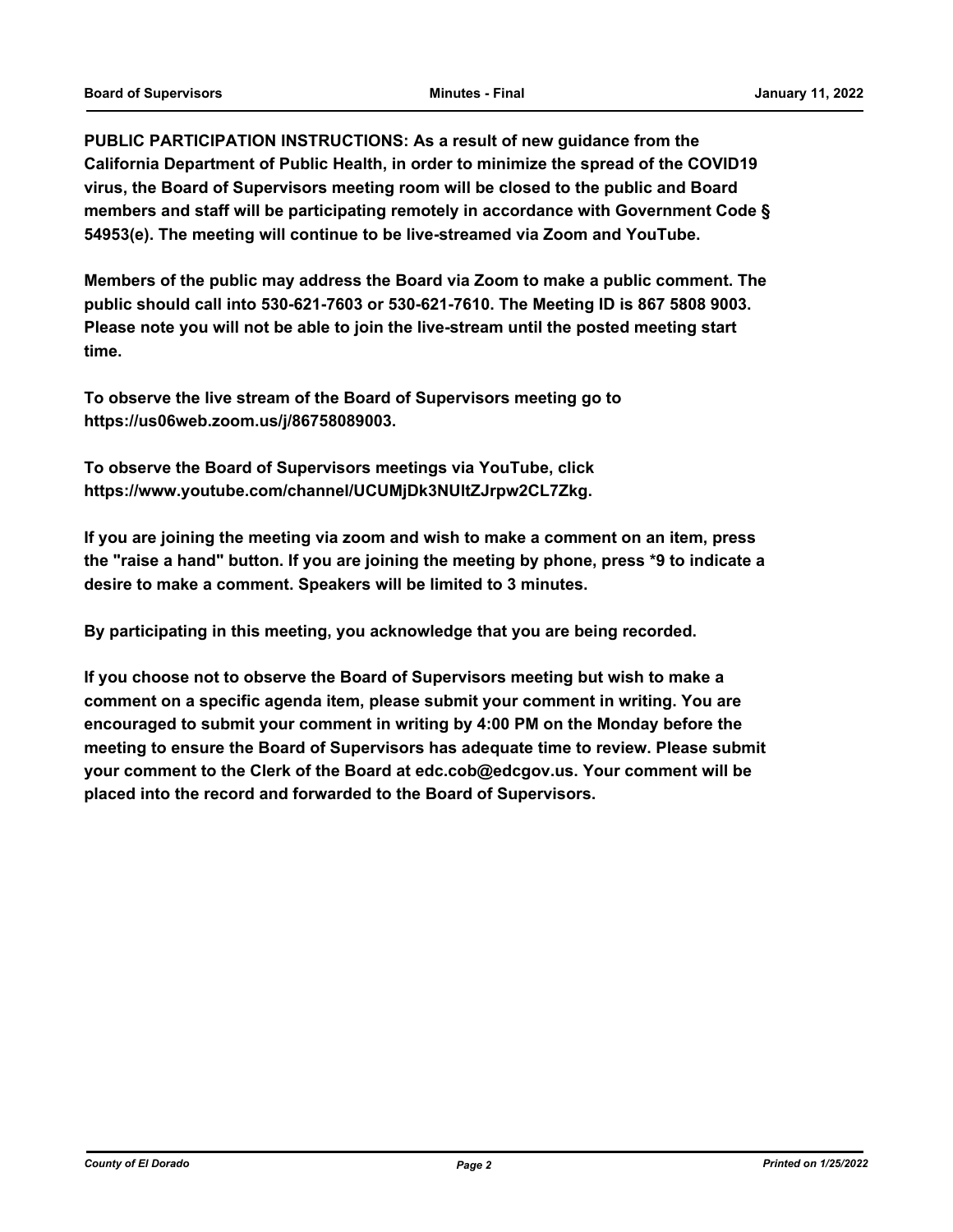**PUBLIC PARTICIPATION INSTRUCTIONS: As a result of new guidance from the California Department of Public Health, in order to minimize the spread of the COVID19 virus, the Board of Supervisors meeting room will be closed to the public and Board members and staff will be participating remotely in accordance with Government Code § 54953(e). The meeting will continue to be live-streamed via Zoom and YouTube.**

**Members of the public may address the Board via Zoom to make a public comment. The public should call into 530-621-7603 or 530-621-7610. The Meeting ID is 867 5808 9003. Please note you will not be able to join the live-stream until the posted meeting start time.**

**To observe the live stream of the Board of Supervisors meeting go to https://us06web.zoom.us/j/86758089003.**

**To observe the Board of Supervisors meetings via YouTube, click https://www.youtube.com/channel/UCUMjDk3NUltZJrpw2CL7Zkg.**

**If you are joining the meeting via zoom and wish to make a comment on an item, press the "raise a hand" button. If you are joining the meeting by phone, press *9 to indicate a desire to make a comment. Speakers will be limited to 3 minutes.**

**By participating in this meeting, you acknowledge that you are being recorded.**

**If you choose not to observe the Board of Supervisors meeting but wish to make a comment on a specific agenda item, please submit your comment in writing. You are encouraged to submit your comment in writing by 4:00 PM on the Monday before the meeting to ensure the Board of Supervisors has adequate time to review. Please submit your comment to the Clerk of the Board at edc.cob@edcgov.us. Your comment will be placed into the record and forwarded to the Board of Supervisors.**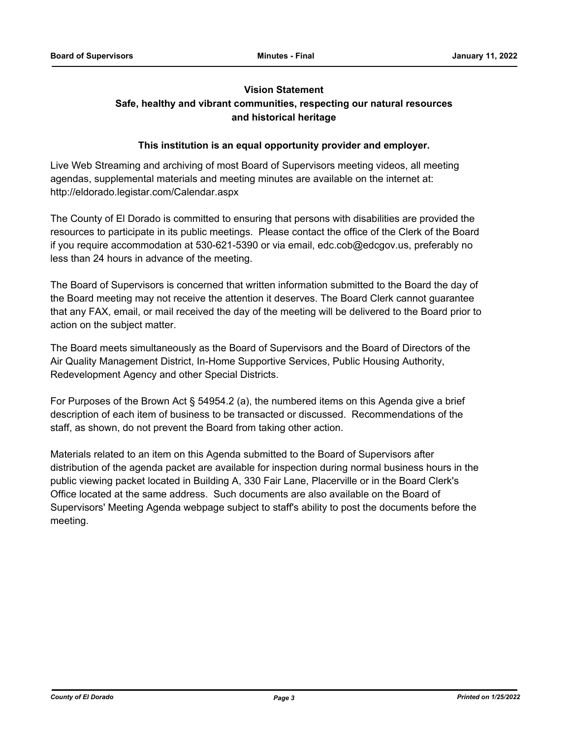**Vision Statement**

**Safe, healthy and vibrant communities, respecting our natural resources and historical heritage**

**This institution is an equal opportunity provider and employer.**

Live Web Streaming and archiving of most Board of Supervisors meeting videos, all meeting agendas, supplemental materials and meeting minutes are available on the internet at: http://eldorado.legistar.com/Calendar.aspx

The County of El Dorado is committed to ensuring that persons with disabilities are provided the resources to participate in its public meetings. Please contact the office of the Clerk of the Board if you require accommodation at 530-621-5390 or via email, edc.cob@edcgov.us, preferably no less than 24 hours in advance of the meeting.

The Board of Supervisors is concerned that written information submitted to the Board the day of the Board meeting may not receive the attention it deserves. The Board Clerk cannot guarantee that any FAX, email, or mail received the day of the meeting will be delivered to the Board prior to action on the subject matter.

The Board meets simultaneously as the Board of Supervisors and the Board of Directors of the Air Quality Management District, In-Home Supportive Services, Public Housing Authority, Redevelopment Agency and other Special Districts.

For Purposes of the Brown Act § 54954.2 (a), the numbered items on this Agenda give a brief description of each item of business to be transacted or discussed. Recommendations of the staff, as shown, do not prevent the Board from taking other action.

Materials related to an item on this Agenda submitted to the Board of Supervisors after distribution of the agenda packet are available for inspection during normal business hours in the public viewing packet located in Building A, 330 Fair Lane, Placerville or in the Board Clerk's Office located at the same address. Such documents are also available on the Board of Supervisors' Meeting Agenda webpage subject to staff's ability to post the documents before the meeting.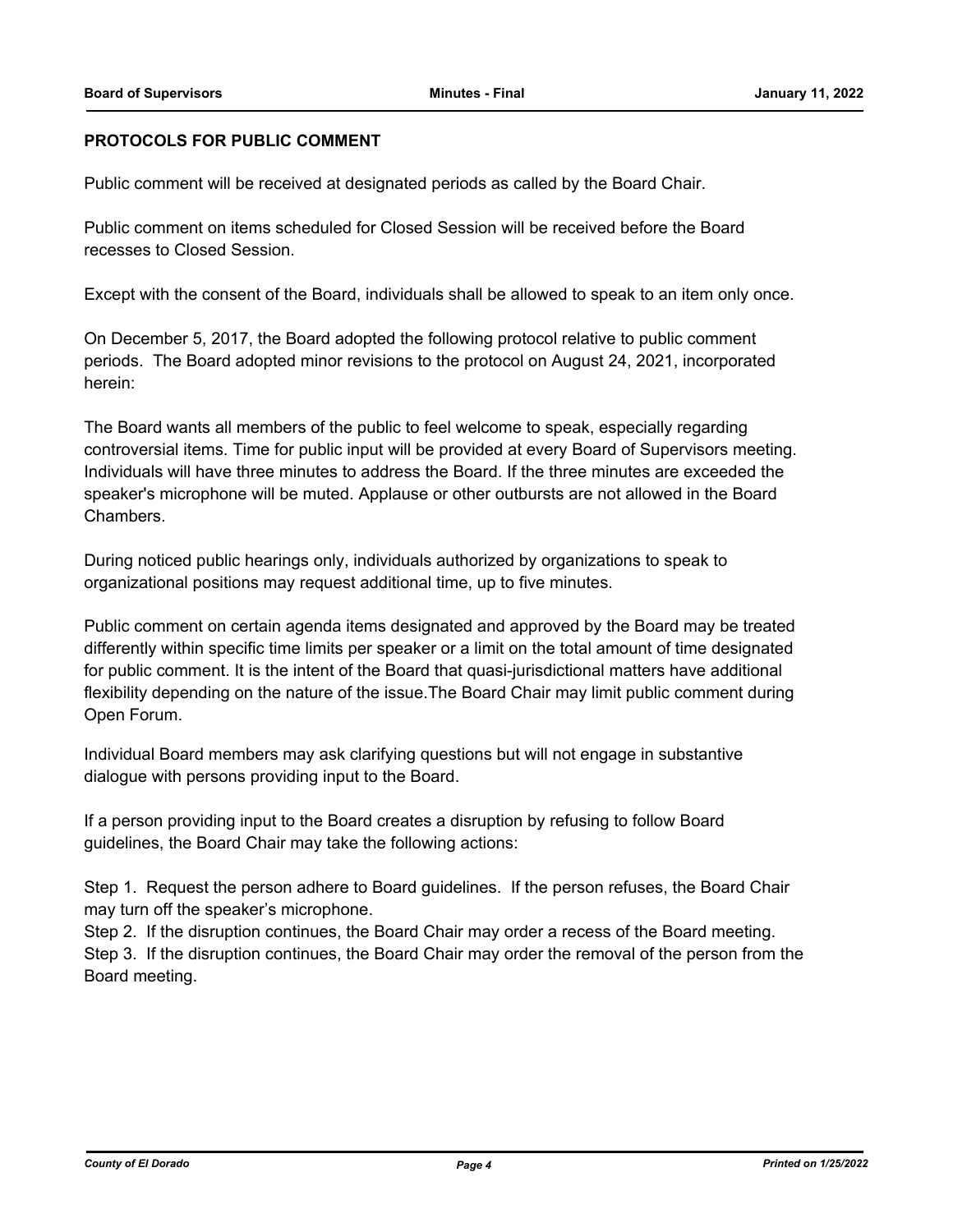**PROTOCOLS FOR PUBLIC COMMENT**

Public comment will be received at designated periods as called by the Board Chair.

Public comment on items scheduled for Closed Session will be received before the Board recesses to Closed Session.

Except with the consent of the Board, individuals shall be allowed to speak to an item only once.

On December 5, 2017, the Board adopted the following protocol relative to public comment periods. The Board adopted minor revisions to the protocol on August 24, 2021, incorporated herein:

The Board wants all members of the public to feel welcome to speak, especially regarding controversial items. Time for public input will be provided at every Board of Supervisors meeting. Individuals will have three minutes to address the Board. If the three minutes are exceeded the speaker's microphone will be muted. Applause or other outbursts are not allowed in the Board Chambers.

During noticed public hearings only, individuals authorized by organizations to speak to organizational positions may request additional time, up to five minutes.

Public comment on certain agenda items designated and approved by the Board may be treated differently within specific time limits per speaker or a limit on the total amount of time designated for public comment. It is the intent of the Board that quasi-jurisdictional matters have additional flexibility depending on the nature of the issue.The Board Chair may limit public comment during Open Forum.

Individual Board members may ask clarifying questions but will not engage in substantive dialogue with persons providing input to the Board.

If a person providing input to the Board creates a disruption by refusing to follow Board guidelines, the Board Chair may take the following actions:

Step 1. Request the person adhere to Board guidelines. If the person refuses, the Board Chair may turn off the speaker's microphone.
Step 2. If the disruption continues, the Board Chair may order a recess of the Board meeting.
Step 3. If the disruption continues, the Board Chair may order the removal of the person from the Board meeting.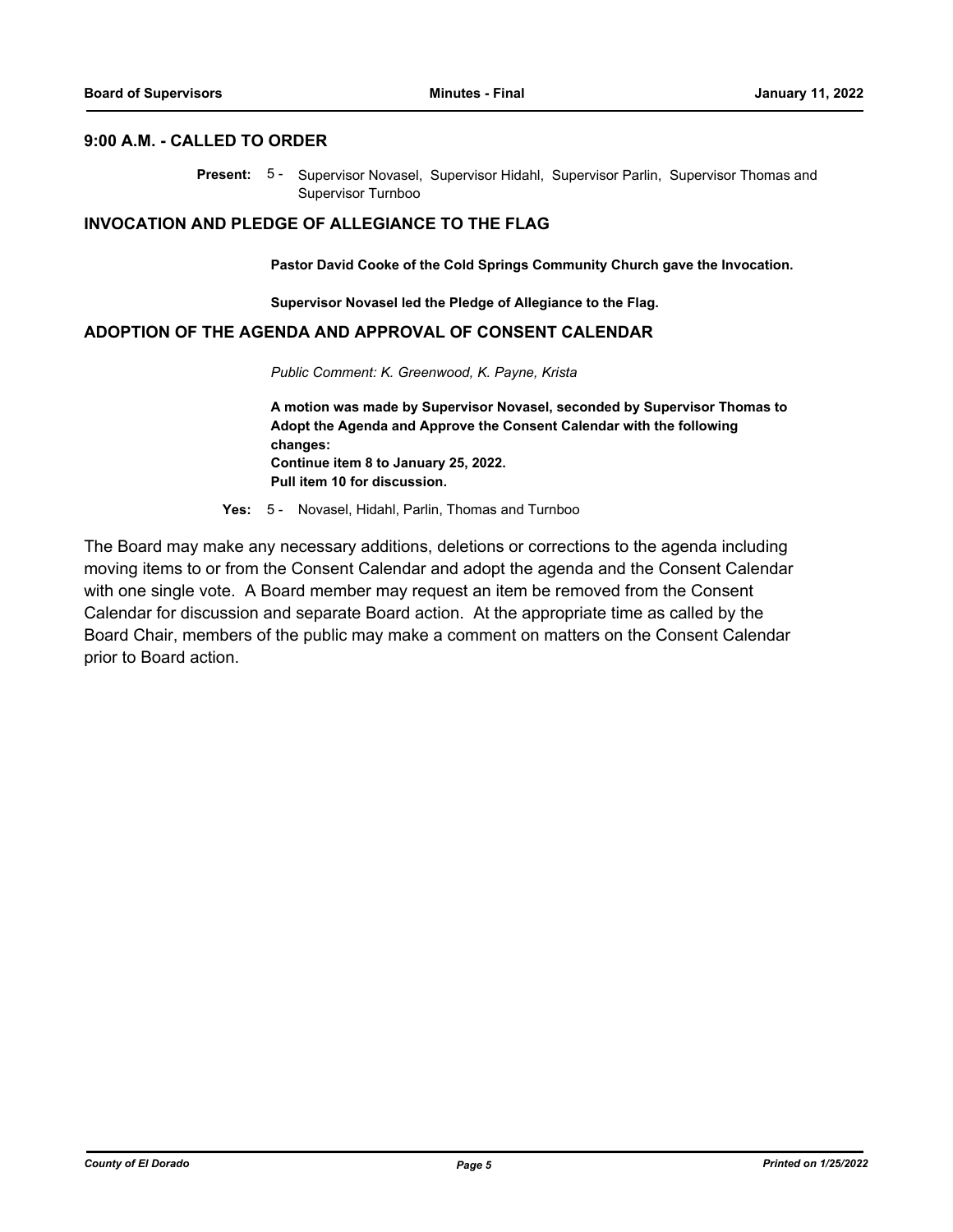## 9:00 A.M. - CALLED TO ORDER

**Present:** 5 - Supervisor Novasel, Supervisor Hidahl, Supervisor Parlin, Supervisor Thomas and Supervisor Turnboo

## INVOCATION AND PLEDGE OF ALLEGIANCE TO THE FLAG

**Pastor David Cooke of the Cold Springs Community Church gave the Invocation.**

**Supervisor Novasel led the Pledge of Allegiance to the Flag.**

## ADOPTION OF THE AGENDA AND APPROVAL OF CONSENT CALENDAR

*Public Comment: K. Greenwood, K. Payne, Krista*

**A motion was made by Supervisor Novasel, seconded by Supervisor Thomas to Adopt the Agenda and Approve the Consent Calendar with the following changes:**
**Continue item 8 to January 25, 2022.**
**Pull item 10 for discussion.**

**Yes:** 5 - Novasel, Hidahl, Parlin, Thomas and Turnboo

The Board may make any necessary additions, deletions or corrections to the agenda including moving items to or from the Consent Calendar and adopt the agenda and the Consent Calendar with one single vote. A Board member may request an item be removed from the Consent Calendar for discussion and separate Board action. At the appropriate time as called by the Board Chair, members of the public may make a comment on matters on the Consent Calendar prior to Board action.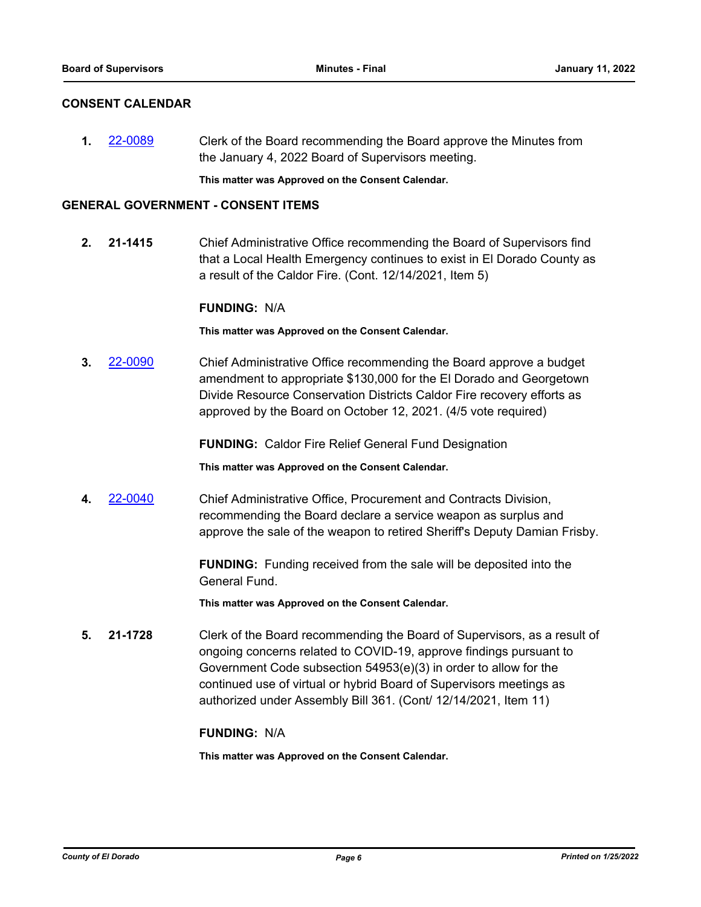## CONSENT CALENDAR

**1.** [22-0089] Clerk of the Board recommending the Board approve the Minutes from the January 4, 2022 Board of Supervisors meeting.

**This matter was Approved on the Consent Calendar.**

## GENERAL GOVERNMENT - CONSENT ITEMS

**2.** **21-1415** Chief Administrative Office recommending the Board of Supervisors find that a Local Health Emergency continues to exist in El Dorado County as a result of the Caldor Fire. (Cont. 12/14/2021, Item 5)

**FUNDING:** N/A

**This matter was Approved on the Consent Calendar.**

**3.** [22-0090] Chief Administrative Office recommending the Board approve a budget amendment to appropriate $130,000 for the El Dorado and Georgetown Divide Resource Conservation Districts Caldor Fire recovery efforts as approved by the Board on October 12, 2021. (4/5 vote required)

**FUNDING:** Caldor Fire Relief General Fund Designation

**This matter was Approved on the Consent Calendar.**

**4.** [22-0040] Chief Administrative Office, Procurement and Contracts Division, recommending the Board declare a service weapon as surplus and approve the sale of the weapon to retired Sheriff's Deputy Damian Frisby.

**FUNDING:** Funding received from the sale will be deposited into the General Fund.

**This matter was Approved on the Consent Calendar.**

**5.** **21-1728** Clerk of the Board recommending the Board of Supervisors, as a result of ongoing concerns related to COVID-19, approve findings pursuant to Government Code subsection 54953(e)(3) in order to allow for the continued use of virtual or hybrid Board of Supervisors meetings as authorized under Assembly Bill 361. (Cont/ 12/14/2021, Item 11)

**FUNDING:** N/A

**This matter was Approved on the Consent Calendar.**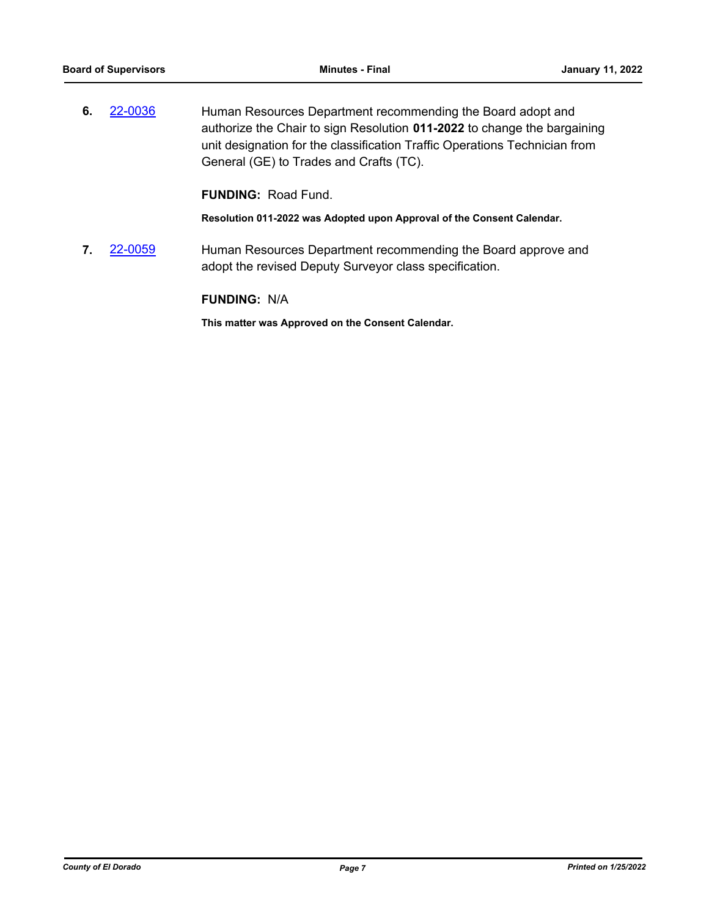**6.** [22-0036] Human Resources Department recommending the Board adopt and authorize the Chair to sign Resolution **011-2022** to change the bargaining unit designation for the classification Traffic Operations Technician from General (GE) to Trades and Crafts (TC).

**FUNDING:** Road Fund.

**Resolution 011-2022 was Adopted upon Approval of the Consent Calendar.**

**7.** [22-0059] Human Resources Department recommending the Board approve and adopt the revised Deputy Surveyor class specification.

**FUNDING:** N/A

**This matter was Approved on the Consent Calendar.**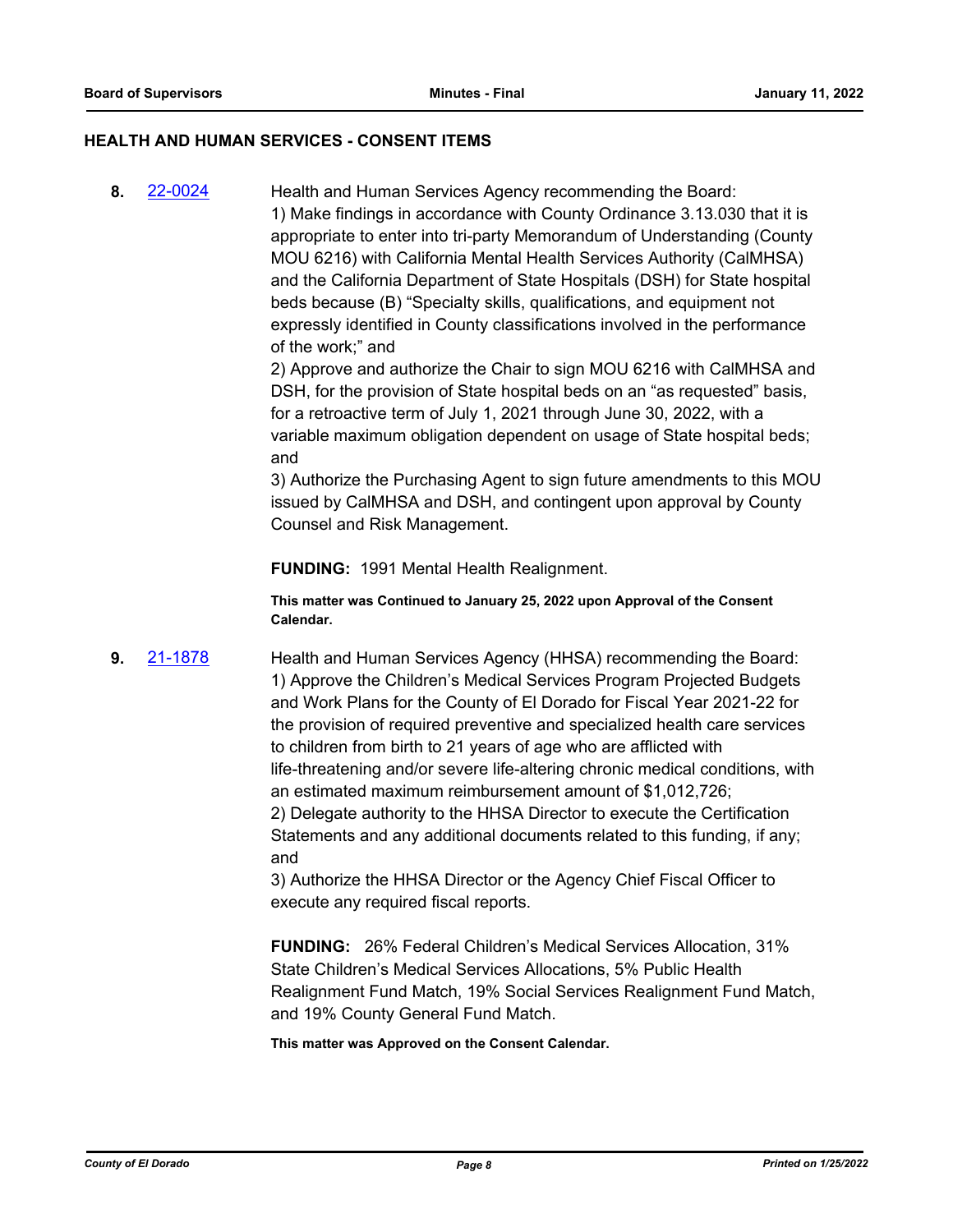## HEALTH AND HUMAN SERVICES - CONSENT ITEMS

**8.** [22-0024](22-0024)

Health and Human Services Agency recommending the Board:
1) Make findings in accordance with County Ordinance 3.13.030 that it is appropriate to enter into tri-party Memorandum of Understanding (County MOU 6216) with California Mental Health Services Authority (CalMHSA) and the California Department of State Hospitals (DSH) for State hospital beds because (B) "Specialty skills, qualifications, and equipment not expressly identified in County classifications involved in the performance of the work;" and
2) Approve and authorize the Chair to sign MOU 6216 with CalMHSA and DSH, for the provision of State hospital beds on an "as requested" basis, for a retroactive term of July 1, 2021 through June 30, 2022, with a variable maximum obligation dependent on usage of State hospital beds; and
3) Authorize the Purchasing Agent to sign future amendments to this MOU issued by CalMHSA and DSH, and contingent upon approval by County Counsel and Risk Management.

**FUNDING:** 1991 Mental Health Realignment.

**This matter was Continued to January 25, 2022 upon Approval of the Consent Calendar.**

**9.** [21-1878](21-1878)

Health and Human Services Agency (HHSA) recommending the Board:
1) Approve the Children's Medical Services Program Projected Budgets and Work Plans for the County of El Dorado for Fiscal Year 2021-22 for the provision of required preventive and specialized health care services to children from birth to 21 years of age who are afflicted with life-threatening and/or severe life-altering chronic medical conditions, with an estimated maximum reimbursement amount of $1,012,726;
2) Delegate authority to the HHSA Director to execute the Certification Statements and any additional documents related to this funding, if any; and
3) Authorize the HHSA Director or the Agency Chief Fiscal Officer to execute any required fiscal reports.

**FUNDING:** 26% Federal Children's Medical Services Allocation, 31% State Children's Medical Services Allocations, 5% Public Health Realignment Fund Match, 19% Social Services Realignment Fund Match, and 19% County General Fund Match.

**This matter was Approved on the Consent Calendar.**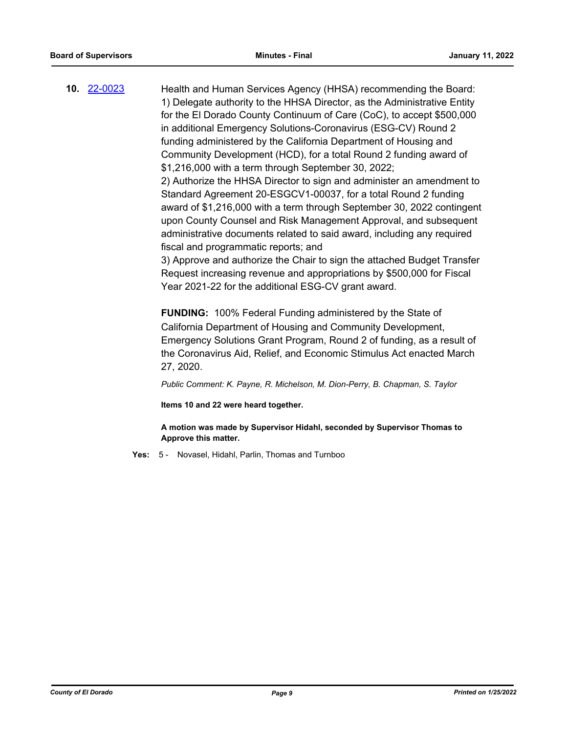**10.** [22-0023](22-0023)

Health and Human Services Agency (HHSA) recommending the Board:
1) Delegate authority to the HHSA Director, as the Administrative Entity for the El Dorado County Continuum of Care (CoC), to accept $500,000 in additional Emergency Solutions-Coronavirus (ESG-CV) Round 2 funding administered by the California Department of Housing and Community Development (HCD), for a total Round 2 funding award of $1,216,000 with a term through September 30, 2022;
2) Authorize the HHSA Director to sign and administer an amendment to Standard Agreement 20-ESGCV1-00037, for a total Round 2 funding award of $1,216,000 with a term through September 30, 2022 contingent upon County Counsel and Risk Management Approval, and subsequent administrative documents related to said award, including any required fiscal and programmatic reports; and
3) Approve and authorize the Chair to sign the attached Budget Transfer Request increasing revenue and appropriations by $500,000 for Fiscal Year 2021-22 for the additional ESG-CV grant award.

**FUNDING:** 100% Federal Funding administered by the State of California Department of Housing and Community Development, Emergency Solutions Grant Program, Round 2 of funding, as a result of the Coronavirus Aid, Relief, and Economic Stimulus Act enacted March 27, 2020.

*Public Comment: K. Payne, R. Michelson, M. Dion-Perry, B. Chapman, S. Taylor*

**Items 10 and 22 were heard together.**

**A motion was made by Supervisor Hidahl, seconded by Supervisor Thomas to Approve this matter.**

**Yes:** 5 - Novasel, Hidahl, Parlin, Thomas and Turnboo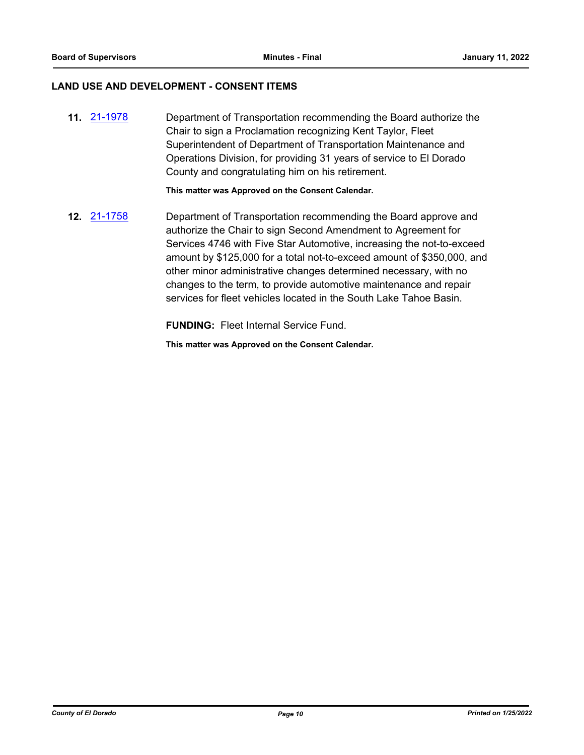## LAND USE AND DEVELOPMENT - CONSENT ITEMS

**11.** 21-1978 Department of Transportation recommending the Board authorize the Chair to sign a Proclamation recognizing Kent Taylor, Fleet Superintendent of Department of Transportation Maintenance and Operations Division, for providing 31 years of service to El Dorado County and congratulating him on his retirement.

**This matter was Approved on the Consent Calendar.**

**12.** 21-1758 Department of Transportation recommending the Board approve and authorize the Chair to sign Second Amendment to Agreement for Services 4746 with Five Star Automotive, increasing the not-to-exceed amount by $125,000 for a total not-to-exceed amount of $350,000, and other minor administrative changes determined necessary, with no changes to the term, to provide automotive maintenance and repair services for fleet vehicles located in the South Lake Tahoe Basin.

**FUNDING:** Fleet Internal Service Fund.

**This matter was Approved on the Consent Calendar.**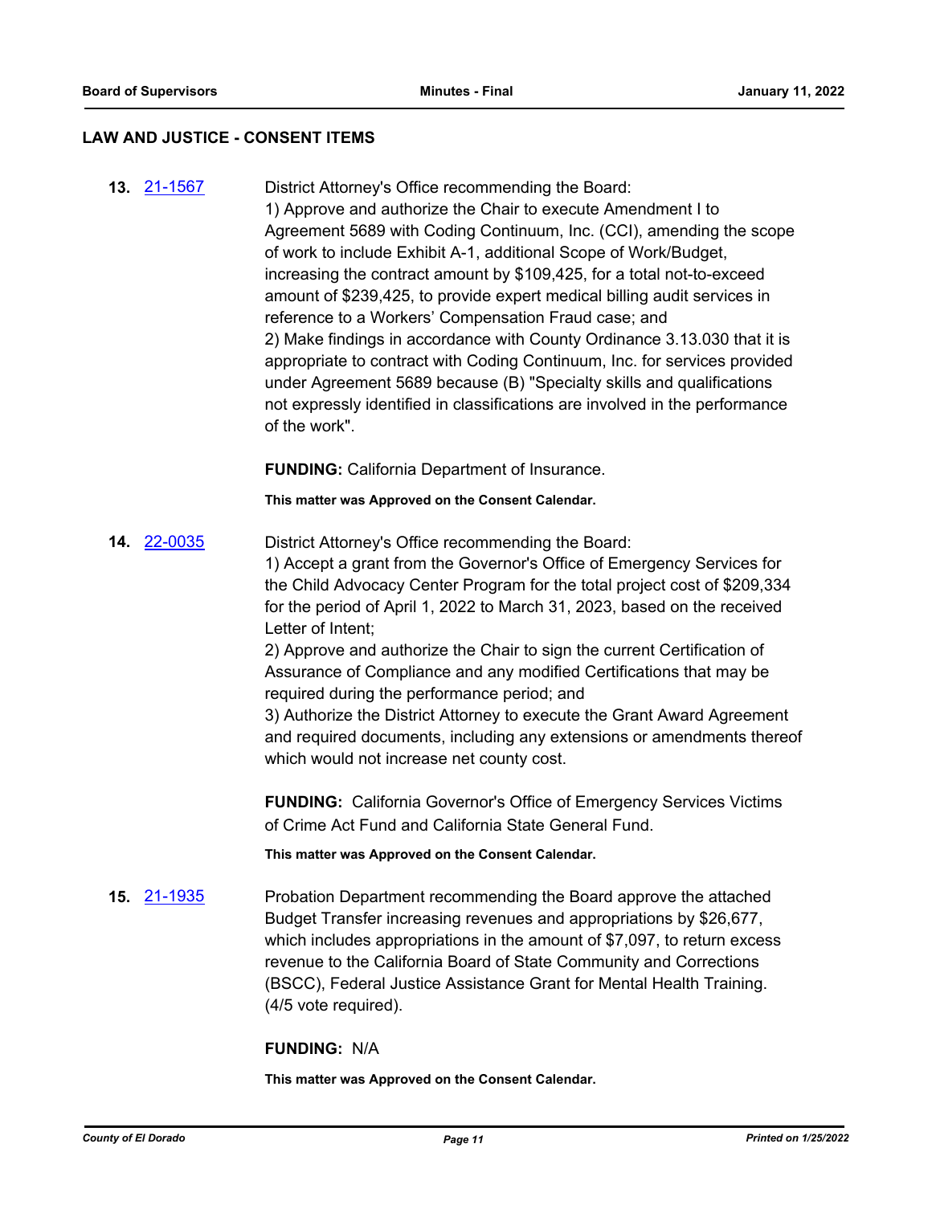## LAW AND JUSTICE - CONSENT ITEMS

**13.** 21-1567

District Attorney's Office recommending the Board:
1) Approve and authorize the Chair to execute Amendment I to Agreement 5689 with Coding Continuum, Inc. (CCI), amending the scope of work to include Exhibit A-1, additional Scope of Work/Budget, increasing the contract amount by $109,425, for a total not-to-exceed amount of $239,425, to provide expert medical billing audit services in reference to a Workers' Compensation Fraud case; and
2) Make findings in accordance with County Ordinance 3.13.030 that it is appropriate to contract with Coding Continuum, Inc. for services provided under Agreement 5689 because (B) "Specialty skills and qualifications not expressly identified in classifications are involved in the performance of the work".

**FUNDING:** California Department of Insurance.

**This matter was Approved on the Consent Calendar.**

**14.** 22-0035

District Attorney's Office recommending the Board:
1) Accept a grant from the Governor's Office of Emergency Services for the Child Advocacy Center Program for the total project cost of $209,334 for the period of April 1, 2022 to March 31, 2023, based on the received Letter of Intent;
2) Approve and authorize the Chair to sign the current Certification of Assurance of Compliance and any modified Certifications that may be required during the performance period; and
3) Authorize the District Attorney to execute the Grant Award Agreement and required documents, including any extensions or amendments thereof which would not increase net county cost.

**FUNDING:** California Governor's Office of Emergency Services Victims of Crime Act Fund and California State General Fund.

**This matter was Approved on the Consent Calendar.**

**15.** 21-1935

Probation Department recommending the Board approve the attached Budget Transfer increasing revenues and appropriations by $26,677, which includes appropriations in the amount of $7,097, to return excess revenue to the California Board of State Community and Corrections (BSCC), Federal Justice Assistance Grant for Mental Health Training. (4/5 vote required).

**FUNDING:** N/A

**This matter was Approved on the Consent Calendar.**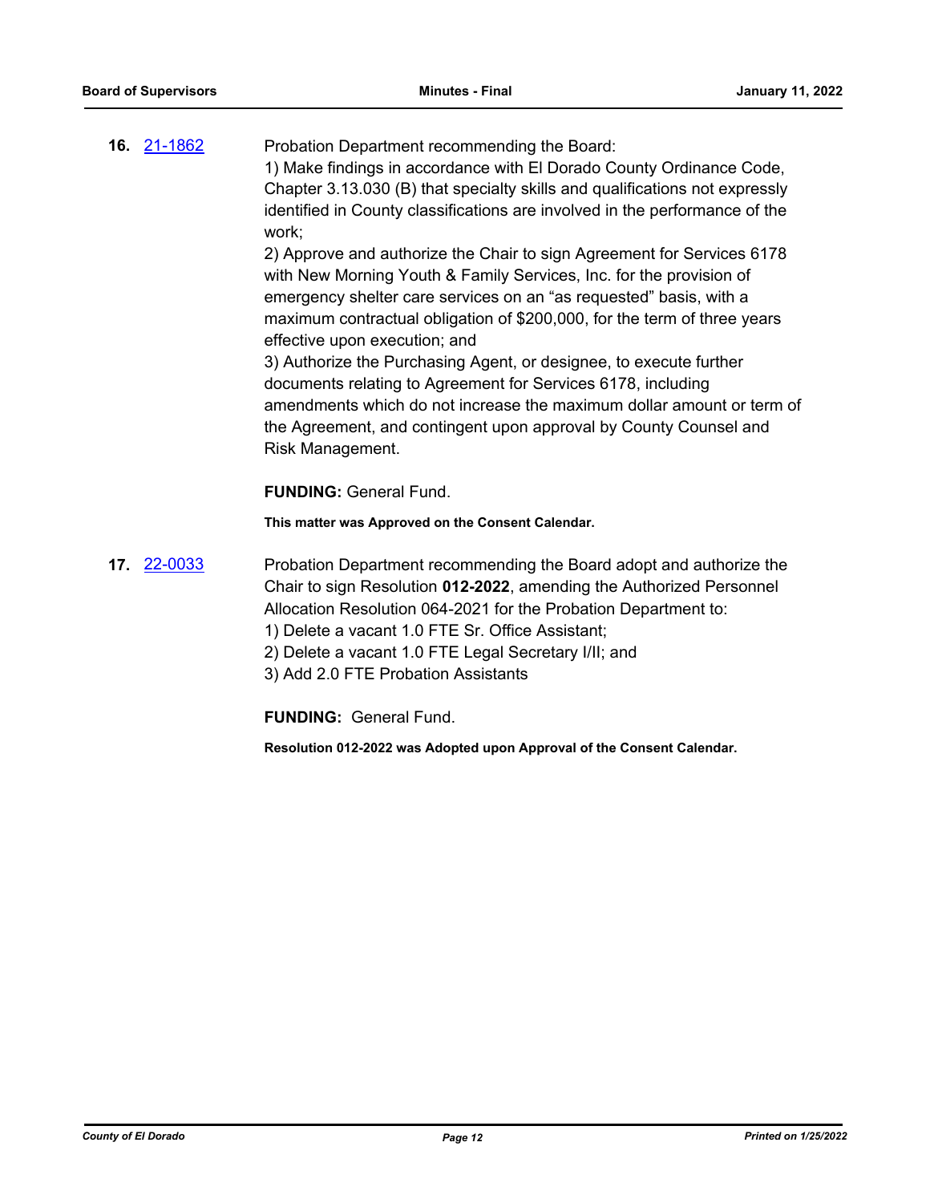**16.** [21-1862]

Probation Department recommending the Board:
1) Make findings in accordance with El Dorado County Ordinance Code, Chapter 3.13.030 (B) that specialty skills and qualifications not expressly identified in County classifications are involved in the performance of the work;
2) Approve and authorize the Chair to sign Agreement for Services 6178 with New Morning Youth & Family Services, Inc. for the provision of emergency shelter care services on an "as requested" basis, with a maximum contractual obligation of $200,000, for the term of three years effective upon execution; and
3) Authorize the Purchasing Agent, or designee, to execute further documents relating to Agreement for Services 6178, including amendments which do not increase the maximum dollar amount or term of the Agreement, and contingent upon approval by County Counsel and Risk Management.

**FUNDING:** General Fund.

**This matter was Approved on the Consent Calendar.**

**17.** [22-0033]

Probation Department recommending the Board adopt and authorize the Chair to sign Resolution **012-2022**, amending the Authorized Personnel Allocation Resolution 064-2021 for the Probation Department to:
1) Delete a vacant 1.0 FTE Sr. Office Assistant;
2) Delete a vacant 1.0 FTE Legal Secretary I/II; and
3) Add 2.0 FTE Probation Assistants

**FUNDING:** General Fund.

**Resolution 012-2022 was Adopted upon Approval of the Consent Calendar.**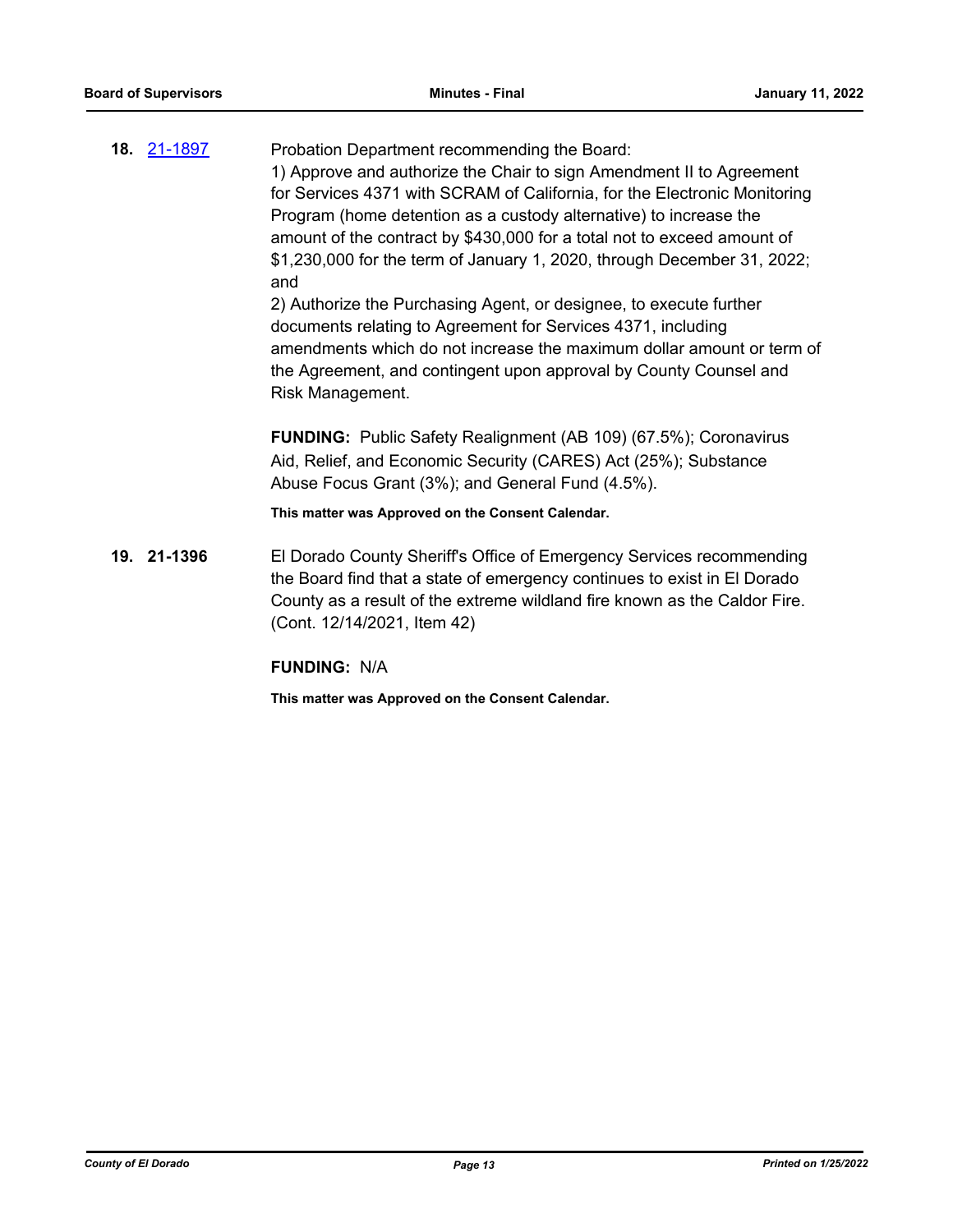**18.** 21-1897 Probation Department recommending the Board:

1) Approve and authorize the Chair to sign Amendment II to Agreement for Services 4371 with SCRAM of California, for the Electronic Monitoring Program (home detention as a custody alternative) to increase the amount of the contract by $430,000 for a total not to exceed amount of $1,230,000 for the term of January 1, 2020, through December 31, 2022; and

2) Authorize the Purchasing Agent, or designee, to execute further documents relating to Agreement for Services 4371, including amendments which do not increase the maximum dollar amount or term of the Agreement, and contingent upon approval by County Counsel and Risk Management.

**FUNDING:** Public Safety Realignment (AB 109) (67.5%); Coronavirus Aid, Relief, and Economic Security (CARES) Act (25%); Substance Abuse Focus Grant (3%); and General Fund (4.5%).

**This matter was Approved on the Consent Calendar.**

**19. 21-1396** El Dorado County Sheriff's Office of Emergency Services recommending the Board find that a state of emergency continues to exist in El Dorado County as a result of the extreme wildland fire known as the Caldor Fire. (Cont. 12/14/2021, Item 42)

**FUNDING:** N/A

**This matter was Approved on the Consent Calendar.**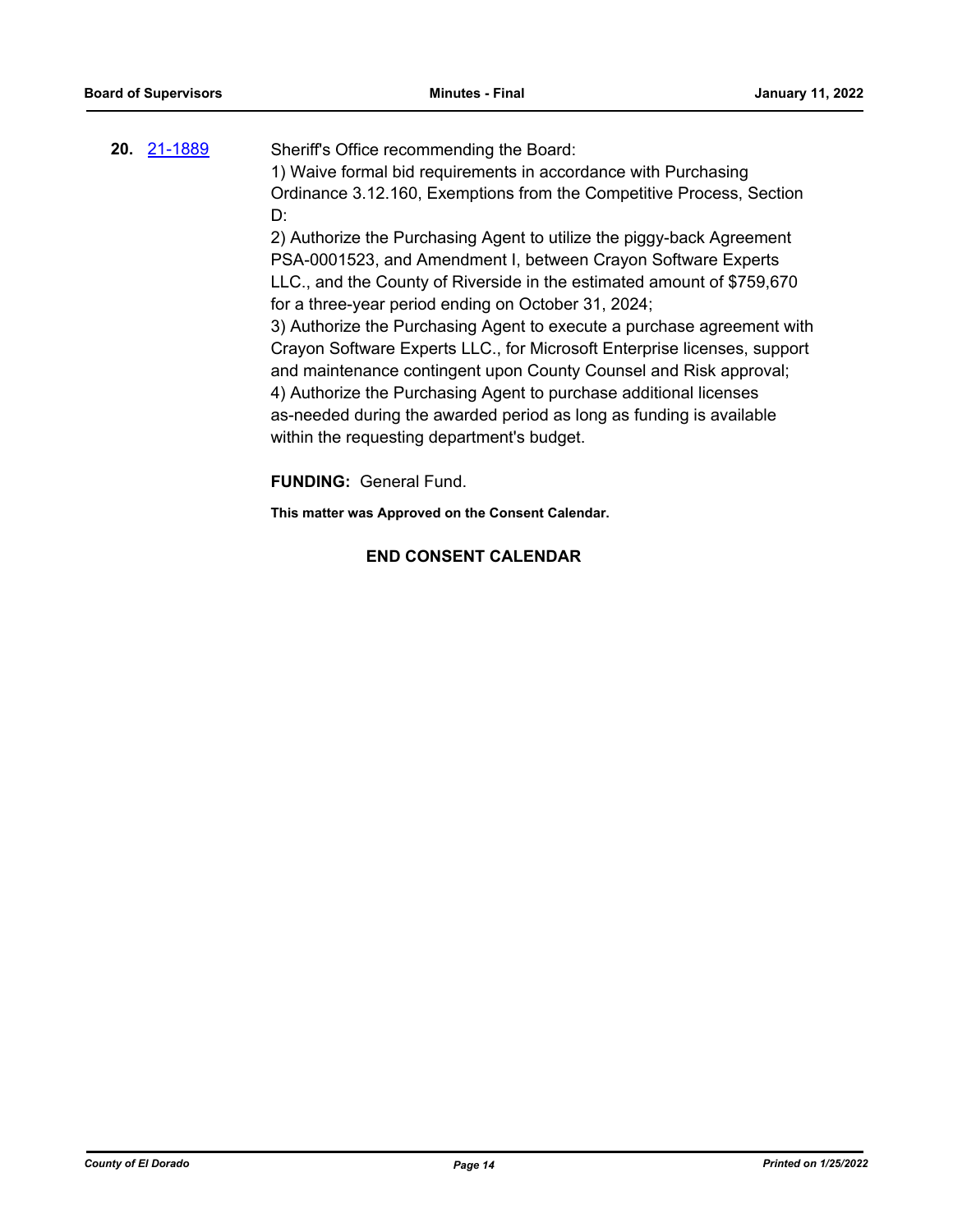**20.** 21-1889 Sheriff's Office recommending the Board:

1) Waive formal bid requirements in accordance with Purchasing Ordinance 3.12.160, Exemptions from the Competitive Process, Section D:

2) Authorize the Purchasing Agent to utilize the piggy-back Agreement PSA-0001523, and Amendment I, between Crayon Software Experts LLC., and the County of Riverside in the estimated amount of $759,670 for a three-year period ending on October 31, 2024;

3) Authorize the Purchasing Agent to execute a purchase agreement with Crayon Software Experts LLC., for Microsoft Enterprise licenses, support and maintenance contingent upon County Counsel and Risk approval;

4) Authorize the Purchasing Agent to purchase additional licenses as-needed during the awarded period as long as funding is available within the requesting department's budget.

**FUNDING:** General Fund.

**This matter was Approved on the Consent Calendar.**

**END CONSENT CALENDAR**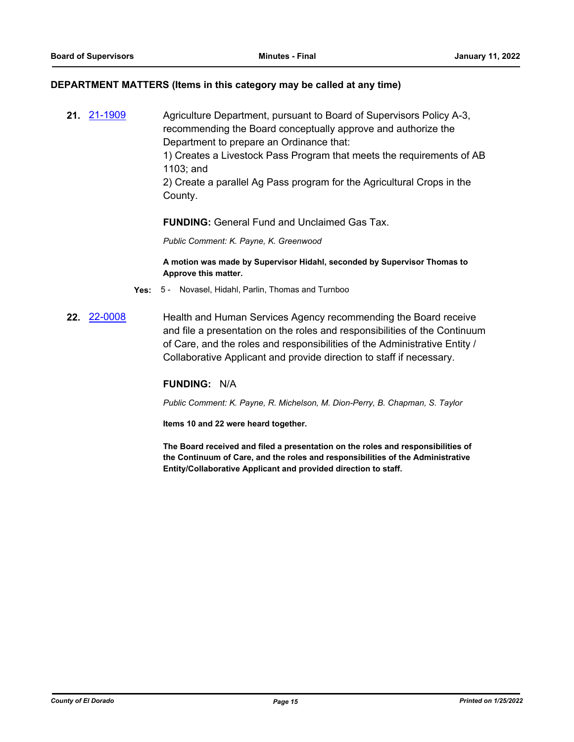## DEPARTMENT MATTERS (Items in this category may be called at any time)

**21.** [21-1909](21-1909)

Agriculture Department, pursuant to Board of Supervisors Policy A-3, recommending the Board conceptually approve and authorize the Department to prepare an Ordinance that:
1) Creates a Livestock Pass Program that meets the requirements of AB 1103; and
2) Create a parallel Ag Pass program for the Agricultural Crops in the County.

**FUNDING:** General Fund and Unclaimed Gas Tax.

*Public Comment: K. Payne, K. Greenwood*

**A motion was made by Supervisor Hidahl, seconded by Supervisor Thomas to Approve this matter.**

**Yes:** 5 - Novasel, Hidahl, Parlin, Thomas and Turnboo

**22.** [22-0008](22-0008)

Health and Human Services Agency recommending the Board receive and file a presentation on the roles and responsibilities of the Continuum of Care, and the roles and responsibilities of the Administrative Entity / Collaborative Applicant and provide direction to staff if necessary.

**FUNDING:** N/A

*Public Comment: K. Payne, R. Michelson, M. Dion-Perry, B. Chapman, S. Taylor*

**Items 10 and 22 were heard together.**

**The Board received and filed a presentation on the roles and responsibilities of the Continuum of Care, and the roles and responsibilities of the Administrative Entity/Collaborative Applicant and provided direction to staff.**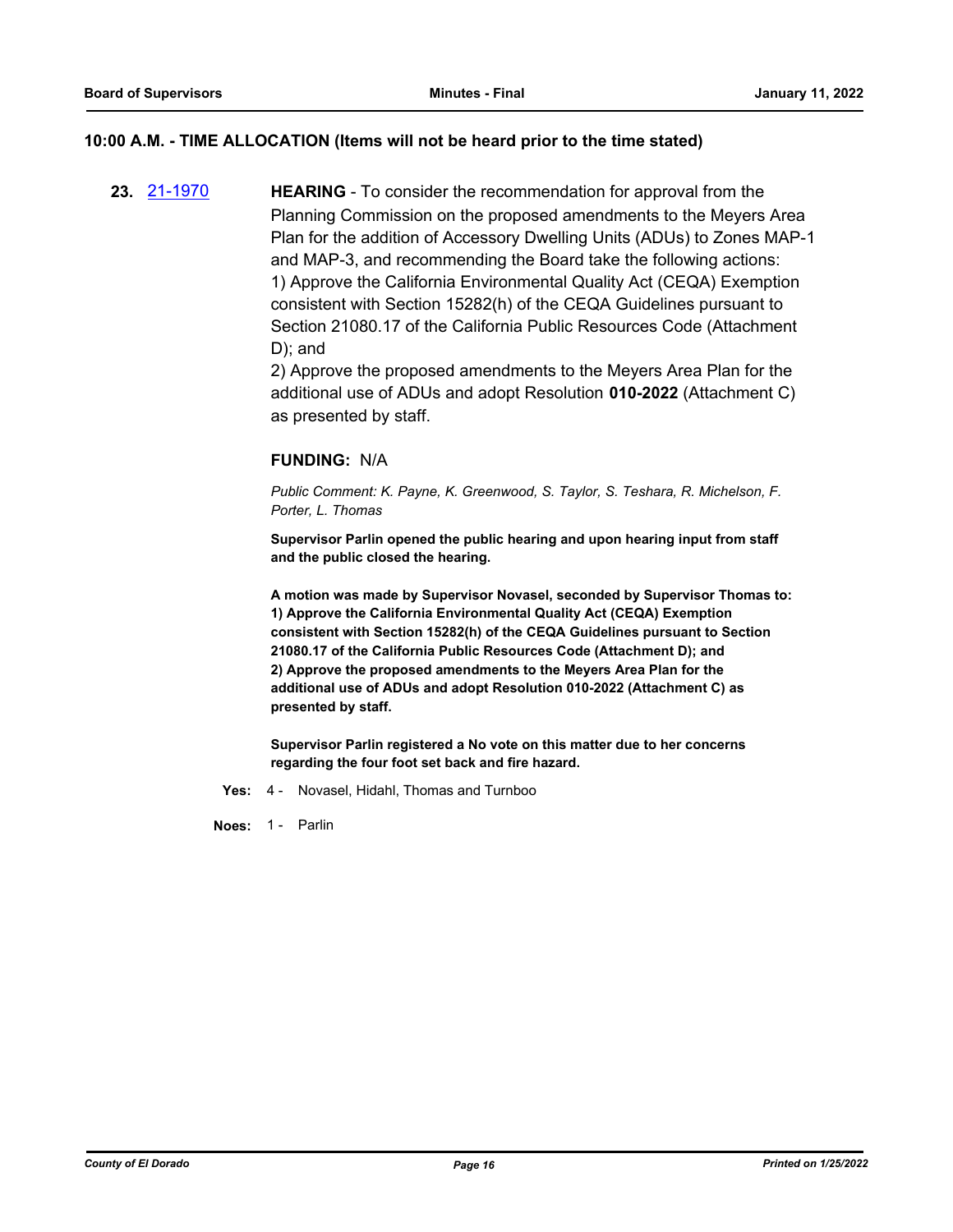## 10:00 A.M. - TIME ALLOCATION (Items will not be heard prior to the time stated)

**23.** [21-1970](21-1970) **HEARING** - To consider the recommendation for approval from the Planning Commission on the proposed amendments to the Meyers Area Plan for the addition of Accessory Dwelling Units (ADUs) to Zones MAP-1 and MAP-3, and recommending the Board take the following actions:
1) Approve the California Environmental Quality Act (CEQA) Exemption consistent with Section 15282(h) of the CEQA Guidelines pursuant to Section 21080.17 of the California Public Resources Code (Attachment D); and
2) Approve the proposed amendments to the Meyers Area Plan for the additional use of ADUs and adopt Resolution **010-2022** (Attachment C) as presented by staff.

**FUNDING:** N/A

*Public Comment: K. Payne, K. Greenwood, S. Taylor, S. Teshara, R. Michelson, F. Porter, L. Thomas*

**Supervisor Parlin opened the public hearing and upon hearing input from staff and the public closed the hearing.**

**A motion was made by Supervisor Novasel, seconded by Supervisor Thomas to:**
**1) Approve the California Environmental Quality Act (CEQA) Exemption consistent with Section 15282(h) of the CEQA Guidelines pursuant to Section 21080.17 of the California Public Resources Code (Attachment D); and**
**2) Approve the proposed amendments to the Meyers Area Plan for the additional use of ADUs and adopt Resolution 010-2022 (Attachment C) as presented by staff.**

**Supervisor Parlin registered a No vote on this matter due to her concerns regarding the four foot set back and fire hazard.**

**Yes:** 4 - Novasel, Hidahl, Thomas and Turnboo

**Noes:** 1 - Parlin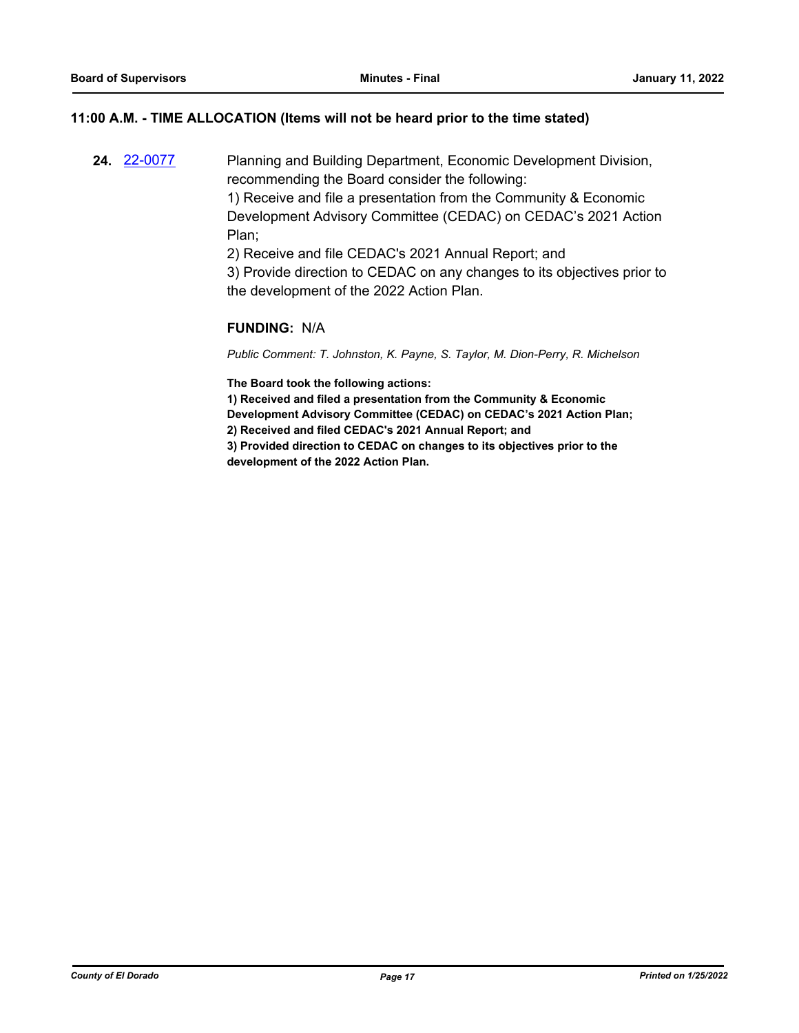**11:00 A.M. - TIME ALLOCATION (Items will not be heard prior to the time stated)**

**24.** [22-0077]

Planning and Building Department, Economic Development Division, recommending the Board consider the following:
1) Receive and file a presentation from the Community & Economic Development Advisory Committee (CEDAC) on CEDAC's 2021 Action Plan;
2) Receive and file CEDAC's 2021 Annual Report; and
3) Provide direction to CEDAC on any changes to its objectives prior to the development of the 2022 Action Plan.

**FUNDING:** N/A

*Public Comment: T. Johnston, K. Payne, S. Taylor, M. Dion-Perry, R. Michelson*

**The Board took the following actions:**
**1) Received and filed a presentation from the Community & Economic Development Advisory Committee (CEDAC) on CEDAC's 2021 Action Plan;**
**2) Received and filed CEDAC's 2021 Annual Report; and**
**3) Provided direction to CEDAC on changes to its objectives prior to the development of the 2022 Action Plan.**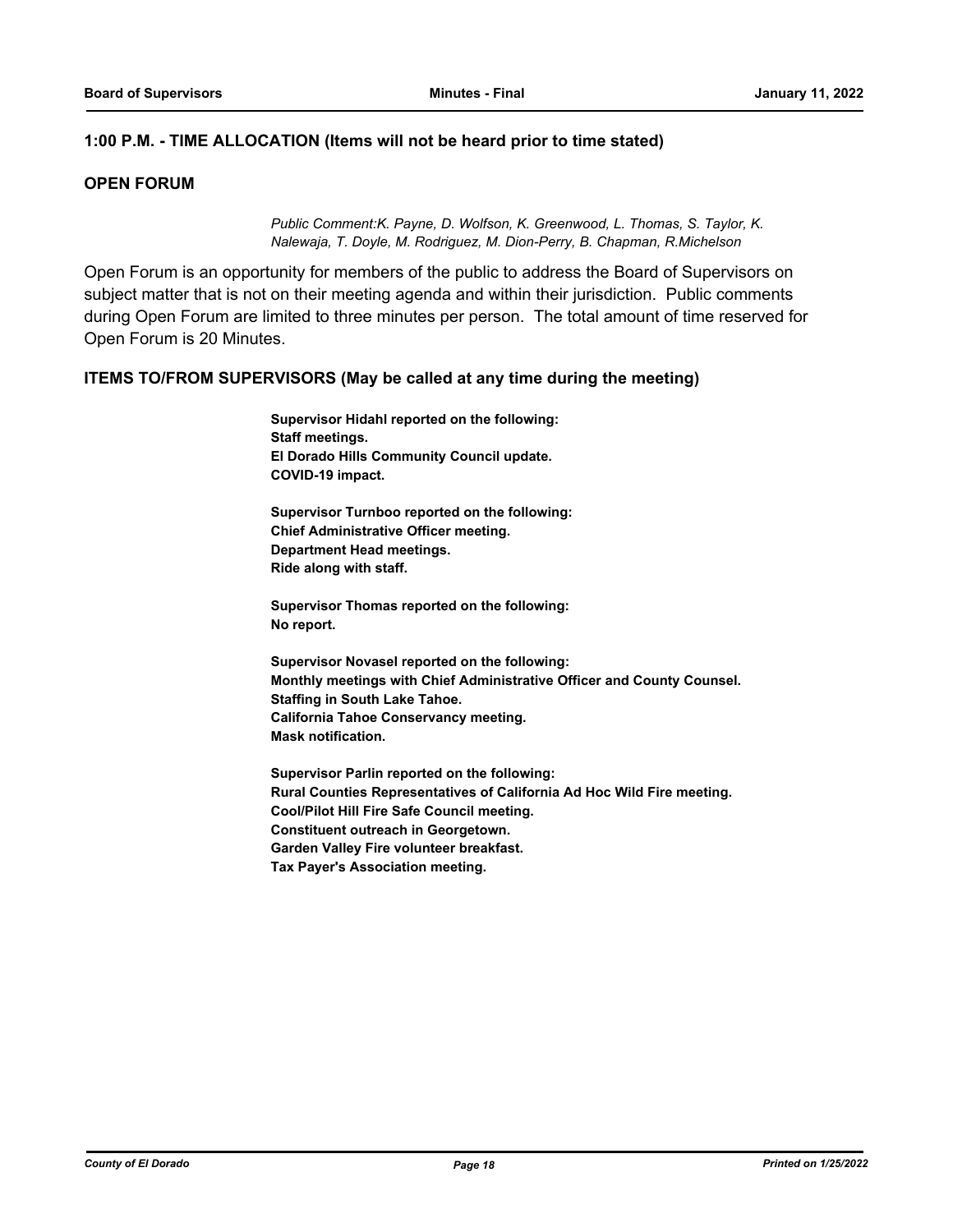**1:00 P.M. - TIME ALLOCATION (Items will not be heard prior to time stated)**

**OPEN FORUM**

*Public Comment:K. Payne, D. Wolfson, K. Greenwood, L. Thomas, S. Taylor, K. Nalewaja, T. Doyle, M. Rodriguez, M. Dion-Perry, B. Chapman, R.Michelson*

Open Forum is an opportunity for members of the public to address the Board of Supervisors on subject matter that is not on their meeting agenda and within their jurisdiction. Public comments during Open Forum are limited to three minutes per person. The total amount of time reserved for Open Forum is 20 Minutes.

**ITEMS TO/FROM SUPERVISORS (May be called at any time during the meeting)**

**Supervisor Hidahl reported on the following:**
**Staff meetings.**
**El Dorado Hills Community Council update.**
**COVID-19 impact.**

**Supervisor Turnboo reported on the following:**
**Chief Administrative Officer meeting.**
**Department Head meetings.**
**Ride along with staff.**

**Supervisor Thomas reported on the following:**
**No report.**

**Supervisor Novasel reported on the following:**
**Monthly meetings with Chief Administrative Officer and County Counsel.**
**Staffing in South Lake Tahoe.**
**California Tahoe Conservancy meeting.**
**Mask notification.**

**Supervisor Parlin reported on the following:**
**Rural Counties Representatives of California Ad Hoc Wild Fire meeting.**
**Cool/Pilot Hill Fire Safe Council meeting.**
**Constituent outreach in Georgetown.**
**Garden Valley Fire volunteer breakfast.**
**Tax Payer's Association meeting.**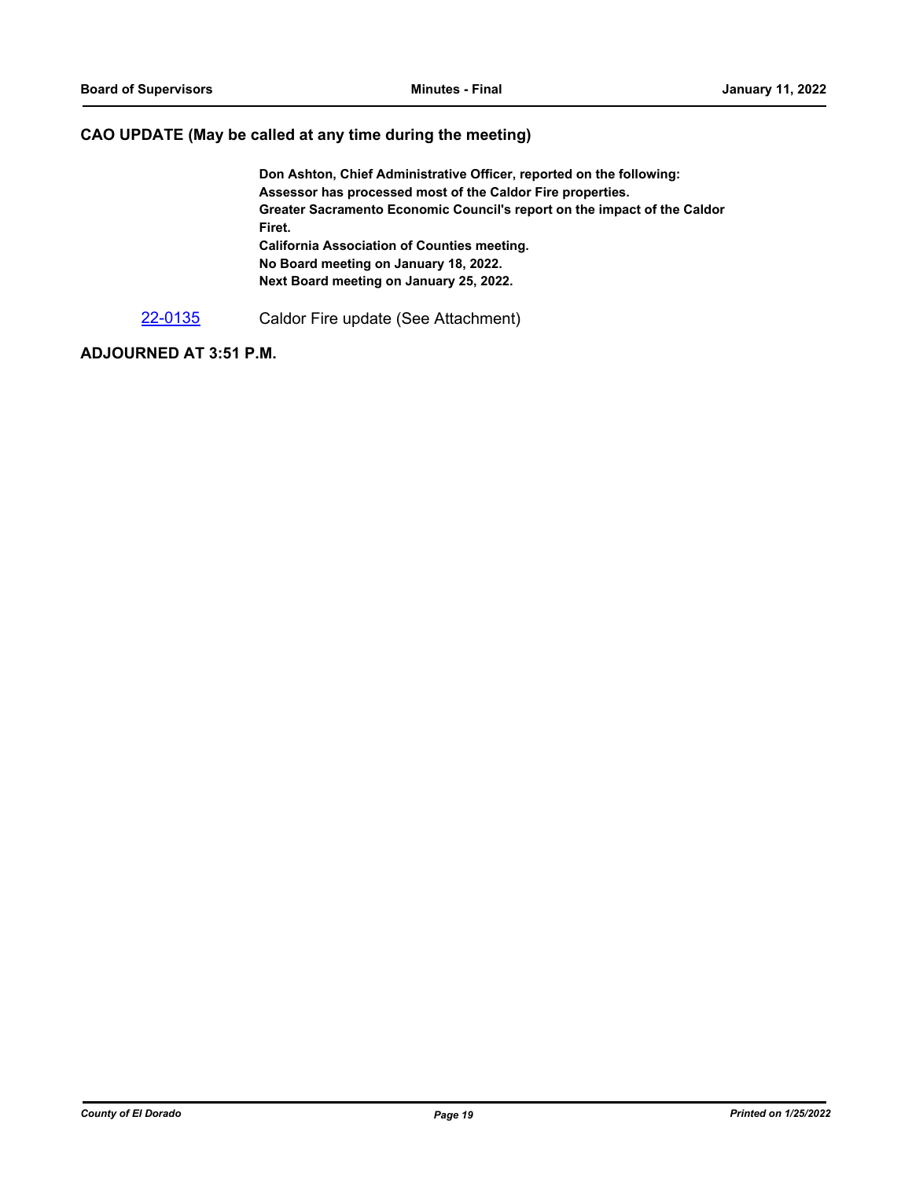## CAO UPDATE (May be called at any time during the meeting)

**Don Ashton, Chief Administrative Officer, reported on the following:**
**Assessor has processed most of the Caldor Fire properties.**
**Greater Sacramento Economic Council's report on the impact of the Caldor Firet.**
**California Association of Counties meeting.**
**No Board meeting on January 18, 2022.**
**Next Board meeting on January 25, 2022.**

22-0135 Caldor Fire update (See Attachment)

## ADJOURNED AT 3:51 P.M.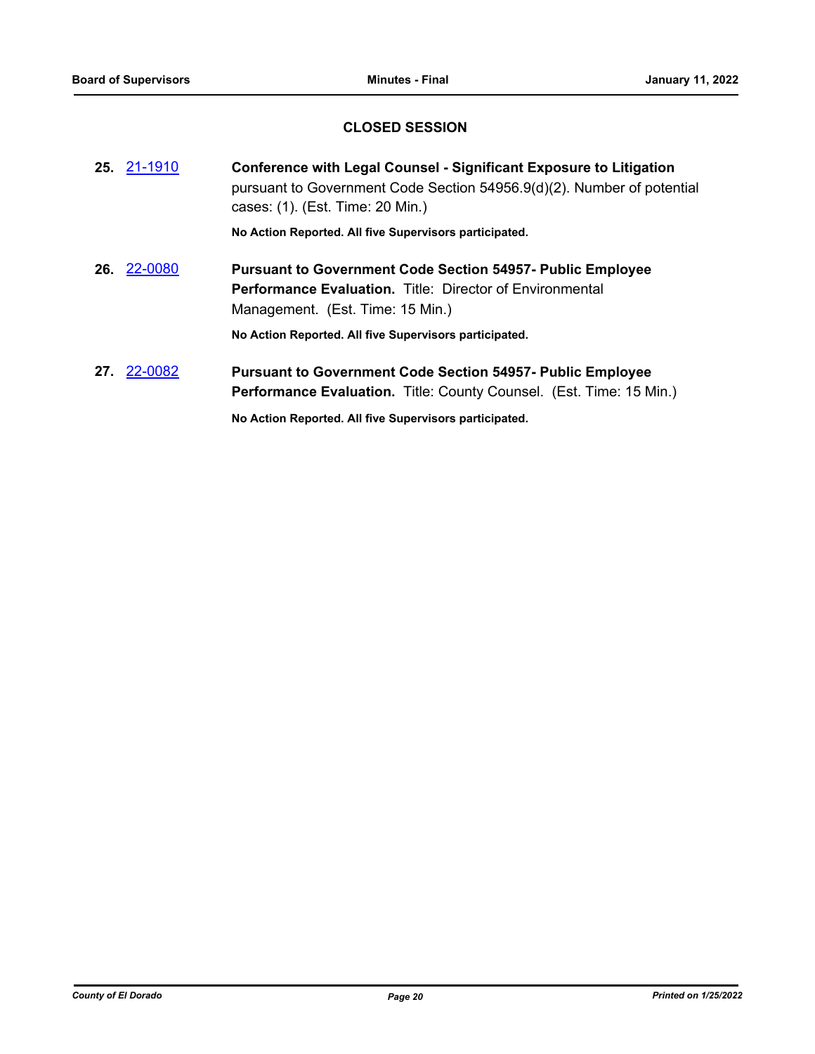## CLOSED SESSION

**25.** 21-1910 **Conference with Legal Counsel - Significant Exposure to Litigation** pursuant to Government Code Section 54956.9(d)(2). Number of potential cases: (1). (Est. Time: 20 Min.)

**No Action Reported. All five Supervisors participated.**

**26.** 22-0080 **Pursuant to Government Code Section 54957- Public Employee Performance Evaluation.** Title: Director of Environmental Management. (Est. Time: 15 Min.)

**No Action Reported. All five Supervisors participated.**

**27.** 22-0082 **Pursuant to Government Code Section 54957- Public Employee Performance Evaluation.** Title: County Counsel. (Est. Time: 15 Min.)

**No Action Reported. All five Supervisors participated.**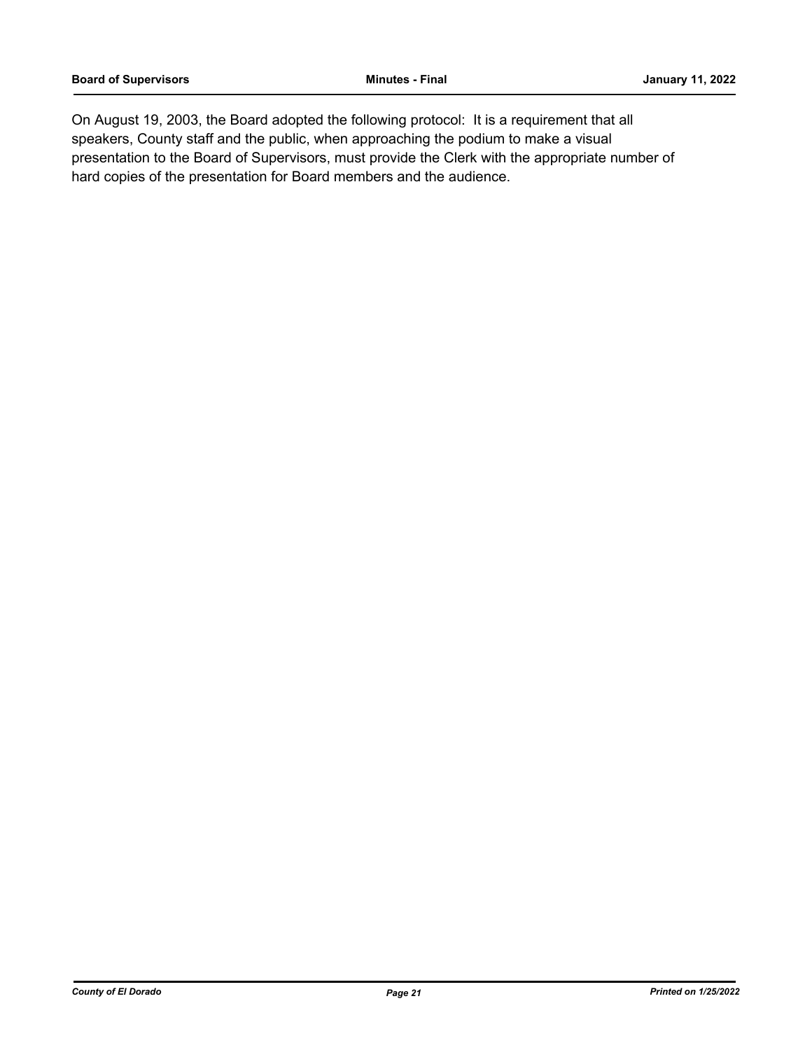On August 19, 2003, the Board adopted the following protocol: It is a requirement that all speakers, County staff and the public, when approaching the podium to make a visual presentation to the Board of Supervisors, must provide the Clerk with the appropriate number of hard copies of the presentation for Board members and the audience.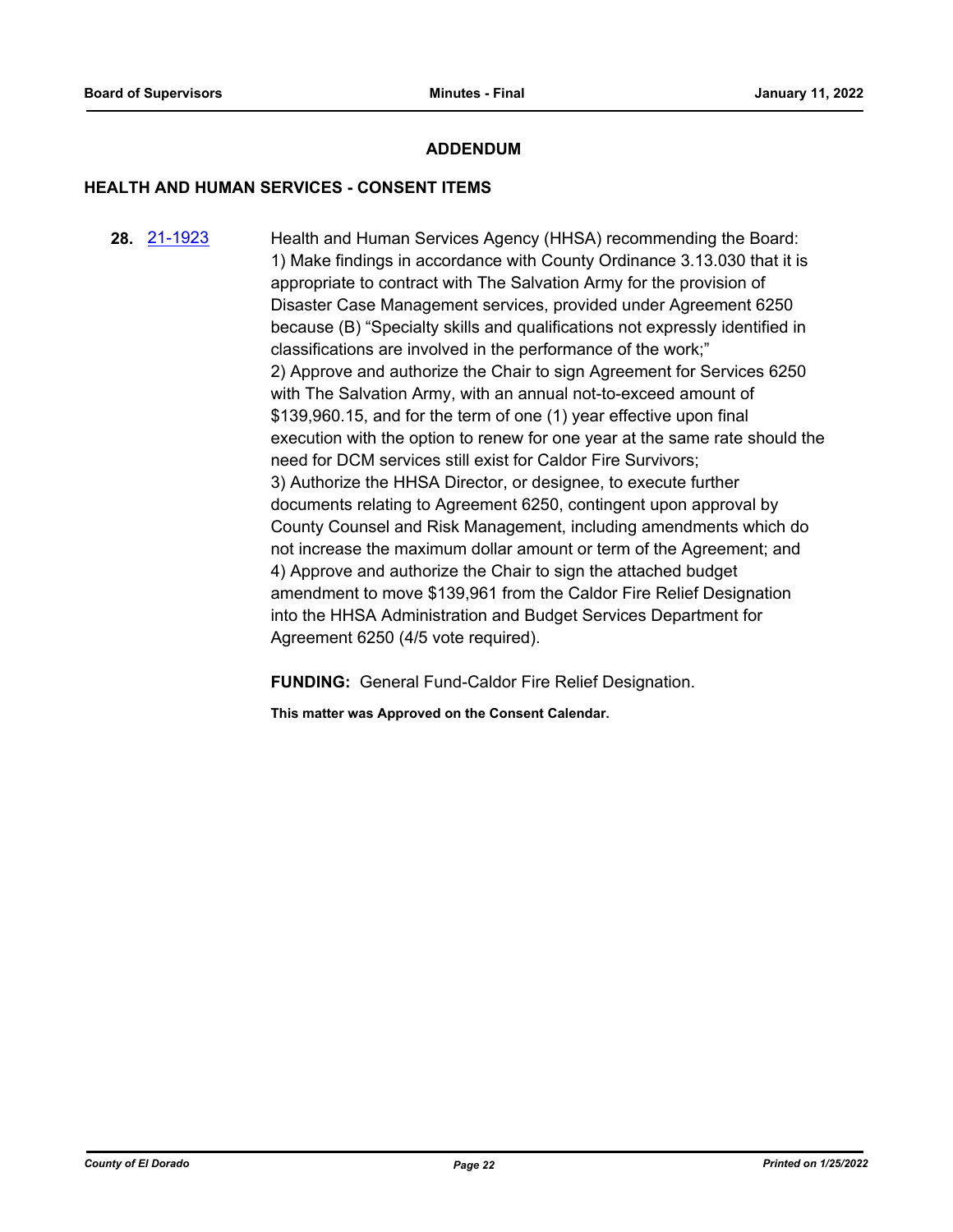## ADDENDUM

### HEALTH AND HUMAN SERVICES - CONSENT ITEMS

**28.** [21-1923] Health and Human Services Agency (HHSA) recommending the Board:
1) Make findings in accordance with County Ordinance 3.13.030 that it is appropriate to contract with The Salvation Army for the provision of Disaster Case Management services, provided under Agreement 6250 because (B) "Specialty skills and qualifications not expressly identified in classifications are involved in the performance of the work;"
2) Approve and authorize the Chair to sign Agreement for Services 6250 with The Salvation Army, with an annual not-to-exceed amount of $139,960.15, and for the term of one (1) year effective upon final execution with the option to renew for one year at the same rate should the need for DCM services still exist for Caldor Fire Survivors;
3) Authorize the HHSA Director, or designee, to execute further documents relating to Agreement 6250, contingent upon approval by County Counsel and Risk Management, including amendments which do not increase the maximum dollar amount or term of the Agreement; and
4) Approve and authorize the Chair to sign the attached budget amendment to move $139,961 from the Caldor Fire Relief Designation into the HHSA Administration and Budget Services Department for Agreement 6250 (4/5 vote required).

**FUNDING:** General Fund-Caldor Fire Relief Designation.

**This matter was Approved on the Consent Calendar.**